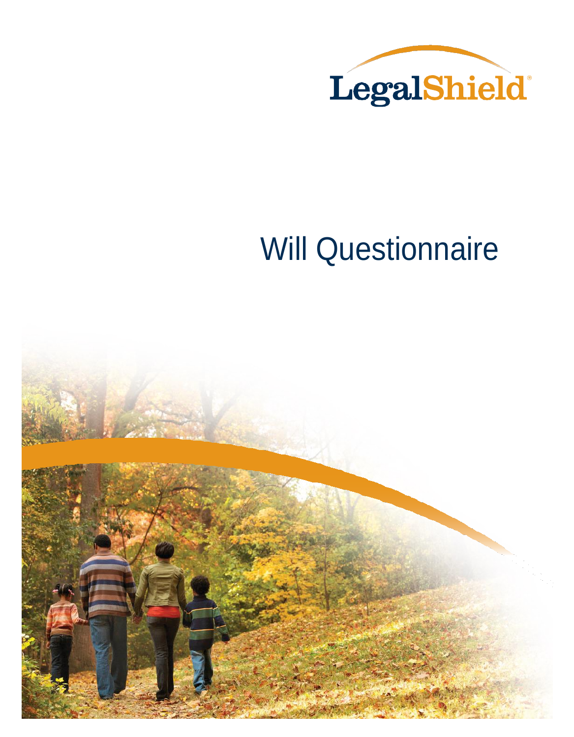LegalShield®

# Will Questionnaire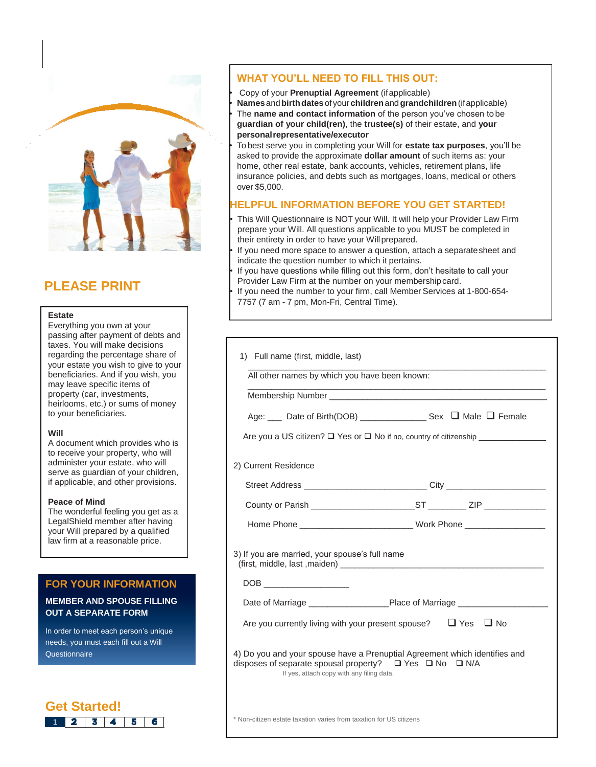## WHAT YOU'LL NEED TO FILL THIS OUT:

- Copy of your **Prenuptial Agreement** (if applicable)
- **Names** and **birth dates** of your **children** and **grandchildren** (if applicable)
- The **name and contact information** of the person you've chosen to be **guardian of your child(ren)**, the **trustee(s)** of their estate, and **your personal representative/executor**
- To best serve you in completing your Will for **estate tax purposes**, you'll be asked to provide the approximate **dollar amount** of such items as: your home, other real estate, bank accounts, vehicles, retirement plans, life insurance policies, and debts such as mortgages, loans, medical or others over $5,000.

## HELPFUL INFORMATION BEFORE YOU GET STARTED!

- This Will Questionnaire is NOT your Will. It will help your Provider Law Firm prepare your Will. All questions applicable to you MUST be completed in their entirety in order to have your Will prepared.
- If you need more space to answer a question, attach a separate sheet and indicate the question number to which it pertains.
- If you have questions while filling out this form, don't hesitate to call your Provider Law Firm at the number on your membership card.
- If you need the number to your firm, call Member Services at 1-800-654-7757 (7 am - 7 pm, Mon-Fri, Central Time).

## PLEASE PRINT

**Estate**
Everything you own at your passing after payment of debts and taxes. You will make decisions regarding the percentage share of your estate you wish to give to your beneficiaries. And if you wish, you may leave specific items of property (car, investments, heirlooms, etc.) or sums of money to your beneficiaries.

**Will**
A document which provides who is to receive your property, who will administer your estate, who will serve as guardian of your children, if applicable, and other provisions.

**Peace of Mind**
The wonderful feeling you get as a LegalShield member after having your Will prepared by a qualified law firm at a reasonable price.

## FOR YOUR INFORMATION

**MEMBER AND SPOUSE FILLING OUT A SEPARATE FORM**

In order to meet each person's unique needs, you must each fill out a Will Questionnaire

1) Full name (first, middle, last)

_______________________________________________

All other names by which you have been known:

_______________________________________________

Membership Number _______________________________________________

Age: ___ Date of Birth(DOB) ______________ Sex ❑ Male ❑ Female

Are you a US citizen? ❑ Yes or ❑ No if no, country of citizenship _______________

2) Current Residence

Street Address __________________________ City _____________________

County or Parish ______________________ ST ________ ZIP _____________

Home Phone ________________________ Work Phone _________________

3) If you are married, your spouse's full name (first, middle, last ,maiden) _____________________________________________

DOB __________________

Date of Marriage _________________ Place of Marriage ___________________

Are you currently living with your present spouse? ❑ Yes ❑ No

4) Do you and your spouse have a Prenuptial Agreement which identifies and disposes of separate spousal property? ❑ Yes ❑ No ❑ N/A

If yes, attach copy with any filing data.

\* Non-citizen estate taxation varies from taxation for US citizens

## Get Started!

| 1 | 2 | 3 | 4 | 5 | 6 |
|---|---|---|---|---|---|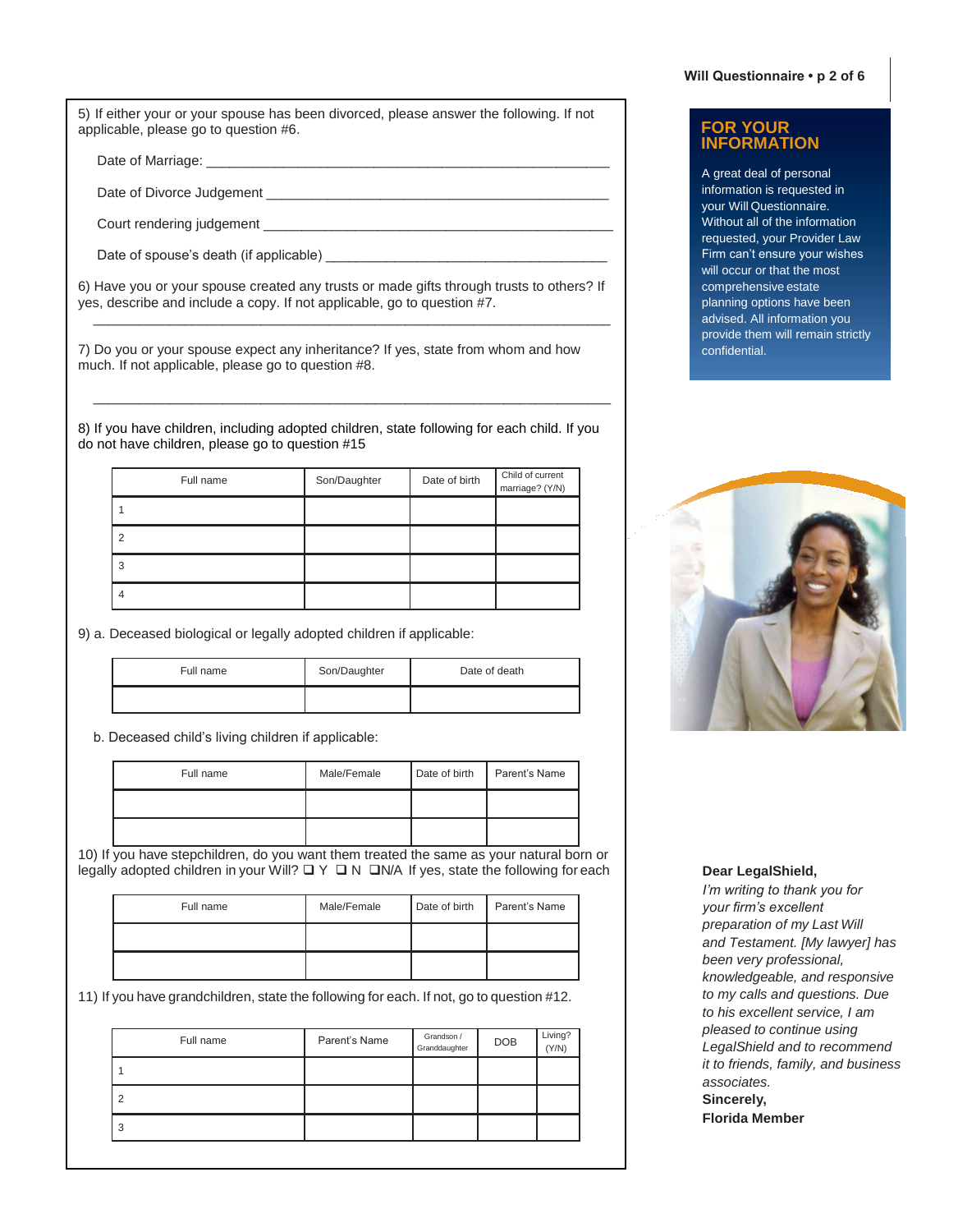5) If either your or your spouse has been divorced, please answer the following. If not applicable, please go to question #6.

Date of Marriage: ____________________________________________________

Date of Divorce Judgement ____________________________________________

Court rendering judgement ____________________________________________

Date of spouse's death (if applicable) ___________________________________

6) Have you or your spouse created any trusts or made gifts through trusts to others? If yes, describe and include a copy. If not applicable, go to question #7.

______________________________________________________________________

7) Do you or your spouse expect any inheritance? If yes, state from whom and how much. If not applicable, please go to question #8.

______________________________________________________________________

8) If you have children, including adopted children, state following for each child. If you do not have children, please go to question #15

| Full name | Son/Daughter | Date of birth | Child of current marriage? (Y/N) |
|---|---|---|---|
| 1 | | | |
| 2 | | | |
| 3 | | | |
| 4 | | | |

9) a. Deceased biological or legally adopted children if applicable:

| Full name | Son/Daughter | Date of death |
|---|---|---|
| | | |

b. Deceased child's living children if applicable:

| Full name | Male/Female | Date of birth | Parent's Name |
|---|---|---|---|
| | | | |
| | | | |

10) If you have stepchildren, do you want them treated the same as your natural born or legally adopted children in your Will? ❑ Y ❑ N ❑N/A If yes, state the following for each

| Full name | Male/Female | Date of birth | Parent's Name |
|---|---|---|---|
| | | | |
| | | | |

11) If you have grandchildren, state the following for each. If not, go to question #12.

| Full name | Parent's Name | Grandson / Granddaughter | DOB | Living? (Y/N) |
|---|---|---|---|---|
| 1 | | | | |
| 2 | | | | |
| 3 | | | | |

## FOR YOUR INFORMATION

A great deal of personal information is requested in your Will Questionnaire. Without all of the information requested, your Provider Law Firm can't ensure your wishes will occur or that the most comprehensive estate planning options have been advised. All information you provide them will remain strictly confidential.

**Dear LegalShield,**

*I'm writing to thank you for your firm's excellent preparation of my Last Will and Testament. [My lawyer] has been very professional, knowledgeable, and responsive to my calls and questions. Due to his excellent service, I am pleased to continue using LegalShield and to recommend it to friends, family, and business associates.*

**Sincerely,**

**Florida Member**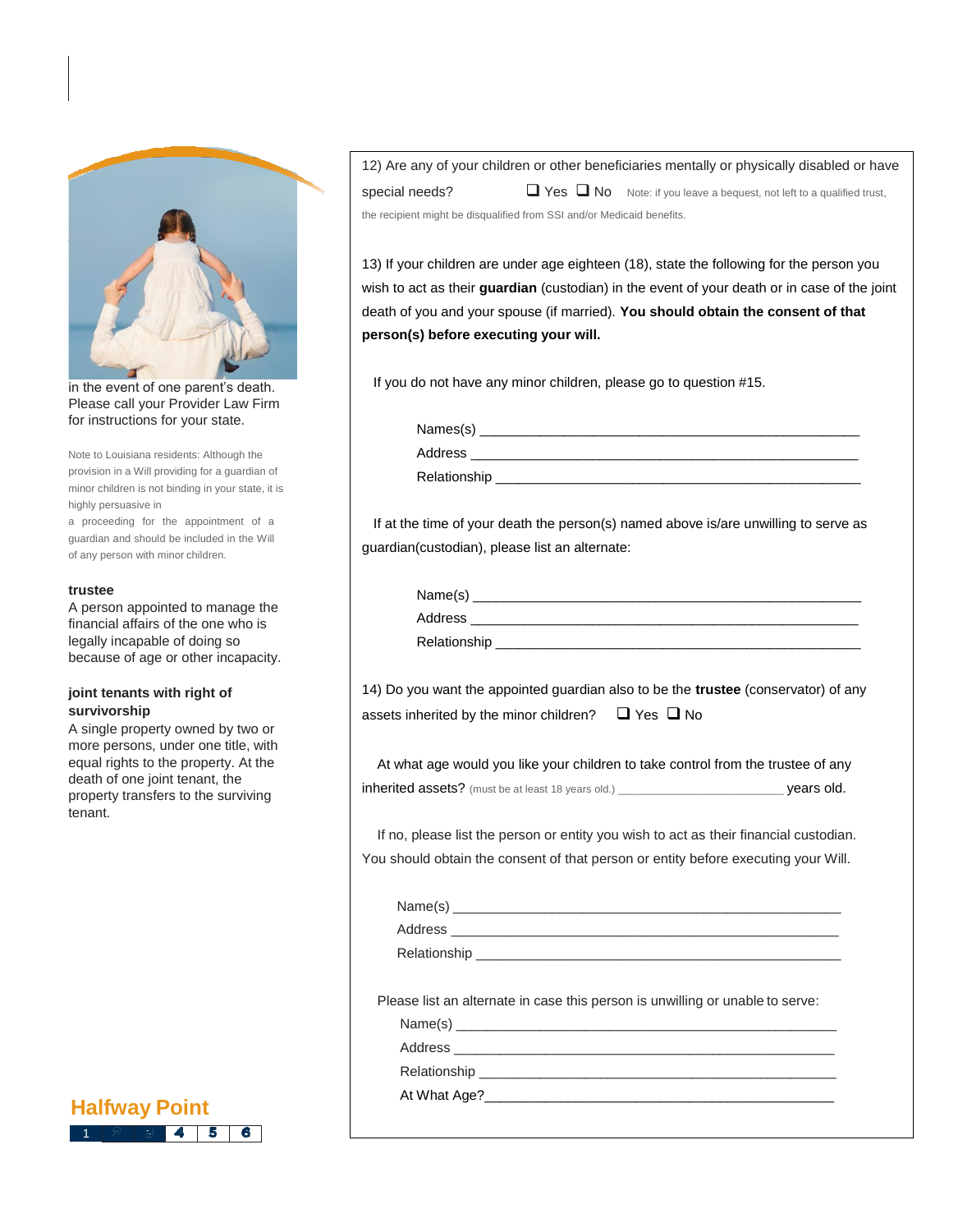in the event of one parent's death. Please call your Provider Law Firm for instructions for your state.

Note to Louisiana residents: Although the provision in a Will providing for a guardian of minor children is not binding in your state, it is highly persuasive in a proceeding for the appointment of a guardian and should be included in the Will of any person with minor children.

**trustee**
A person appointed to manage the financial affairs of the one who is legally incapable of doing so because of age or other incapacity.

**joint tenants with right of survivorship**
A single property owned by two or more persons, under one title, with equal rights to the property. At the death of one joint tenant, the property transfers to the surviving tenant.

**Halfway Point**

12) Are any of your children or other beneficiaries mentally or physically disabled or have special needs? ❑ Yes ❑ No Note: if you leave a bequest, not left to a qualified trust, the recipient might be disqualified from SSI and/or Medicaid benefits.

13) If your children are under age eighteen (18), state the following for the person you wish to act as their **guardian** (custodian) in the event of your death or in case of the joint death of you and your spouse (if married). **You should obtain the consent of that person(s) before executing your will.**

If you do not have any minor children, please go to question #15.

Names(s) ____________________________________________
Address ____________________________________________
Relationship ____________________________________________

If at the time of your death the person(s) named above is/are unwilling to serve as guardian(custodian), please list an alternate:

Name(s) ____________________________________________
Address ____________________________________________
Relationship ____________________________________________

14) Do you want the appointed guardian also to be the **trustee** (conservator) of any assets inherited by the minor children? ❑ Yes ❑ No

At what age would you like your children to take control from the trustee of any inherited assets? (must be at least 18 years old.) ____________________ years old.

If no, please list the person or entity you wish to act as their financial custodian. You should obtain the consent of that person or entity before executing your Will.

Name(s) ____________________________________________
Address ____________________________________________
Relationship ____________________________________________

Please list an alternate in case this person is unwilling or unable to serve:

Name(s) ____________________________________________
Address ____________________________________________
Relationship ____________________________________________
At What Age?____________________________________________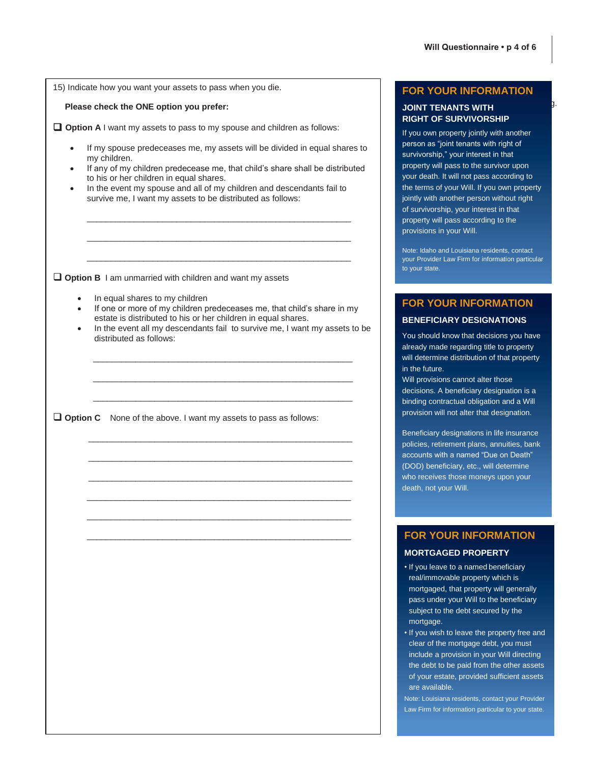15) Indicate how you want your assets to pass when you die.

**Please check the ONE option you prefer:**

☐ **Option A** I want my assets to pass to my spouse and children as follows:

- If my spouse predeceases me, my assets will be divided in equal shares to my children.
- If any of my children predecease me, that child's share shall be distributed to his or her children in equal shares.
- In the event my spouse and all of my children and descendants fail to survive me, I want my assets to be distributed as follows:

\_\_\_\_\_\_\_\_\_\_\_\_\_\_\_\_\_\_\_\_\_\_\_\_\_\_\_\_\_\_\_\_\_\_\_\_\_\_\_\_\_\_\_\_\_\_\_\_\_\_\_\_\_\_

\_\_\_\_\_\_\_\_\_\_\_\_\_\_\_\_\_\_\_\_\_\_\_\_\_\_\_\_\_\_\_\_\_\_\_\_\_\_\_\_\_\_\_\_\_\_\_\_\_\_\_\_\_\_

\_\_\_\_\_\_\_\_\_\_\_\_\_\_\_\_\_\_\_\_\_\_\_\_\_\_\_\_\_\_\_\_\_\_\_\_\_\_\_\_\_\_\_\_\_\_\_\_\_\_\_\_\_\_

☐ **Option B** I am unmarried with children and want my assets

- In equal shares to my children
- If one or more of my children predeceases me, that child's share in my estate is distributed to his or her children in equal shares.
- In the event all my descendants fail to survive me, I want my assets to be distributed as follows:

\_\_\_\_\_\_\_\_\_\_\_\_\_\_\_\_\_\_\_\_\_\_\_\_\_\_\_\_\_\_\_\_\_\_\_\_\_\_\_\_\_\_\_\_\_\_\_\_\_\_\_\_\_\_

\_\_\_\_\_\_\_\_\_\_\_\_\_\_\_\_\_\_\_\_\_\_\_\_\_\_\_\_\_\_\_\_\_\_\_\_\_\_\_\_\_\_\_\_\_\_\_\_\_\_\_\_\_\_

\_\_\_\_\_\_\_\_\_\_\_\_\_\_\_\_\_\_\_\_\_\_\_\_\_\_\_\_\_\_\_\_\_\_\_\_\_\_\_\_\_\_\_\_\_\_\_\_\_\_\_\_\_\_

☐ **Option C** None of the above. I want my assets to pass as follows:

\_\_\_\_\_\_\_\_\_\_\_\_\_\_\_\_\_\_\_\_\_\_\_\_\_\_\_\_\_\_\_\_\_\_\_\_\_\_\_\_\_\_\_\_\_\_\_\_\_\_\_\_\_\_

\_\_\_\_\_\_\_\_\_\_\_\_\_\_\_\_\_\_\_\_\_\_\_\_\_\_\_\_\_\_\_\_\_\_\_\_\_\_\_\_\_\_\_\_\_\_\_\_\_\_\_\_\_\_

\_\_\_\_\_\_\_\_\_\_\_\_\_\_\_\_\_\_\_\_\_\_\_\_\_\_\_\_\_\_\_\_\_\_\_\_\_\_\_\_\_\_\_\_\_\_\_\_\_\_\_\_\_\_

\_\_\_\_\_\_\_\_\_\_\_\_\_\_\_\_\_\_\_\_\_\_\_\_\_\_\_\_\_\_\_\_\_\_\_\_\_\_\_\_\_\_\_\_\_\_\_\_\_\_\_\_\_\_

\_\_\_\_\_\_\_\_\_\_\_\_\_\_\_\_\_\_\_\_\_\_\_\_\_\_\_\_\_\_\_\_\_\_\_\_\_\_\_\_\_\_\_\_\_\_\_\_\_\_\_\_\_\_

\_\_\_\_\_\_\_\_\_\_\_\_\_\_\_\_\_\_\_\_\_\_\_\_\_\_\_\_\_\_\_\_\_\_\_\_\_\_\_\_\_\_\_\_\_\_\_\_\_\_\_\_\_\_

## FOR YOUR INFORMATION

### JOINT TENANTS WITH RIGHT OF SURVIVORSHIP

If you own property jointly with another person as "joint tenants with right of survivorship," your interest in that property will pass to the survivor upon your death. It will not pass according to the terms of your Will. If you own property jointly with another person without right of survivorship, your interest in that property will pass according to the provisions in your Will.

Note: Idaho and Louisiana residents, contact your Provider Law Firm for information particular to your state.

## FOR YOUR INFORMATION

### BENEFICIARY DESIGNATIONS

You should know that decisions you have already made regarding title to property will determine distribution of that property in the future.
Will provisions cannot alter those decisions. A beneficiary designation is a binding contractual obligation and a Will provision will not alter that designation.

Beneficiary designations in life insurance policies, retirement plans, annuities, bank accounts with a named "Due on Death" (DOD) beneficiary, etc., will determine who receives those moneys upon your death, not your Will.

## FOR YOUR INFORMATION

### MORTGAGED PROPERTY

- If you leave to a named beneficiary real/immovable property which is mortgaged, that property will generally pass under your Will to the beneficiary subject to the debt secured by the mortgage.
- If you wish to leave the property free and clear of the mortgage debt, you must include a provision in your Will directing the debt to be paid from the other assets of your estate, provided sufficient assets are available.

Note: Louisiana residents, contact your Provider Law Firm for information particular to your state.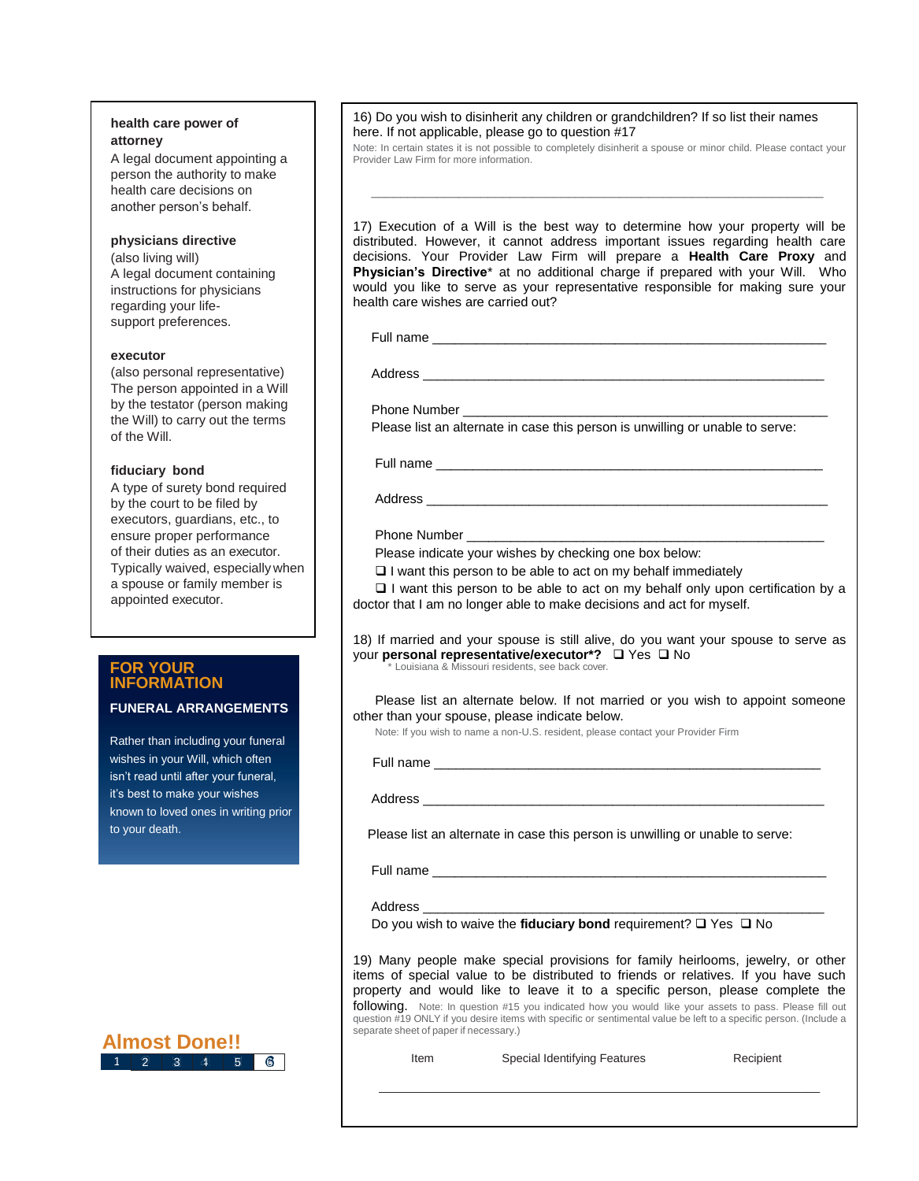**health care power of attorney**
A legal document appointing a person the authority to make health care decisions on another person's behalf.

**physicians directive**
(also living will)
A legal document containing instructions for physicians regarding your life-support preferences.

**executor**
(also personal representative)
The person appointed in a Will by the testator (person making the Will) to carry out the terms of the Will.

**fiduciary bond**
A type of surety bond required by the court to be filed by executors, guardians, etc., to ensure proper performance of their duties as an executor. Typically waived, especially when a spouse or family member is appointed executor.

## FOR YOUR INFORMATION

### FUNERAL ARRANGEMENTS

Rather than including your funeral wishes in your Will, which often isn't read until after your funeral, it's best to make your wishes known to loved ones in writing prior to your death.

**Almost Done!!**

16) Do you wish to disinherit any children or grandchildren? If so list their names here. If not applicable, please go to question #17

Note: In certain states it is not possible to completely disinherit a spouse or minor child. Please contact your Provider Law Firm for more information.

_______________________________________________

17) Execution of a Will is the best way to determine how your property will be distributed. However, it cannot address important issues regarding health care decisions. Your Provider Law Firm will prepare a **Health Care Proxy** and **Physician's Directive*** at no additional charge if prepared with your Will. Who would you like to serve as your representative responsible for making sure your health care wishes are carried out?

Full name _______________________________________________

Address _______________________________________________

Phone Number _______________________________________________

Please list an alternate in case this person is unwilling or unable to serve:

Full name _______________________________________________

Address _______________________________________________

Phone Number _______________________________________________

Please indicate your wishes by checking one box below:

❑ I want this person to be able to act on my behalf immediately

❑ I want this person to be able to act on my behalf only upon certification by a doctor that I am no longer able to make decisions and act for myself.

18) If married and your spouse is still alive, do you want your spouse to serve as your **personal representative/executor*?** ❑ Yes ❑ No

\* Louisiana & Missouri residents, see back cover.

Please list an alternate below. If not married or you wish to appoint someone other than your spouse, please indicate below.

Note: If you wish to name a non-U.S. resident, please contact your Provider Firm

Full name _______________________________________________

Address _______________________________________________

Please list an alternate in case this person is unwilling or unable to serve:

Full name _______________________________________________

Address _______________________________________________

Do you wish to waive the **fiduciary bond** requirement? ❑ Yes ❑ No

19) Many people make special provisions for family heirlooms, jewelry, or other items of special value to be distributed to friends or relatives. If you have such property and would like to leave it to a specific person, please complete the following. Note: In question #15 you indicated how you would like your assets to pass. Please fill out question #19 ONLY if you desire items with specific or sentimental value be left to a specific person. (Include a separate sheet of paper if necessary.)

| Item | Special Identifying Features | Recipient |
|---|---|---|
| | | |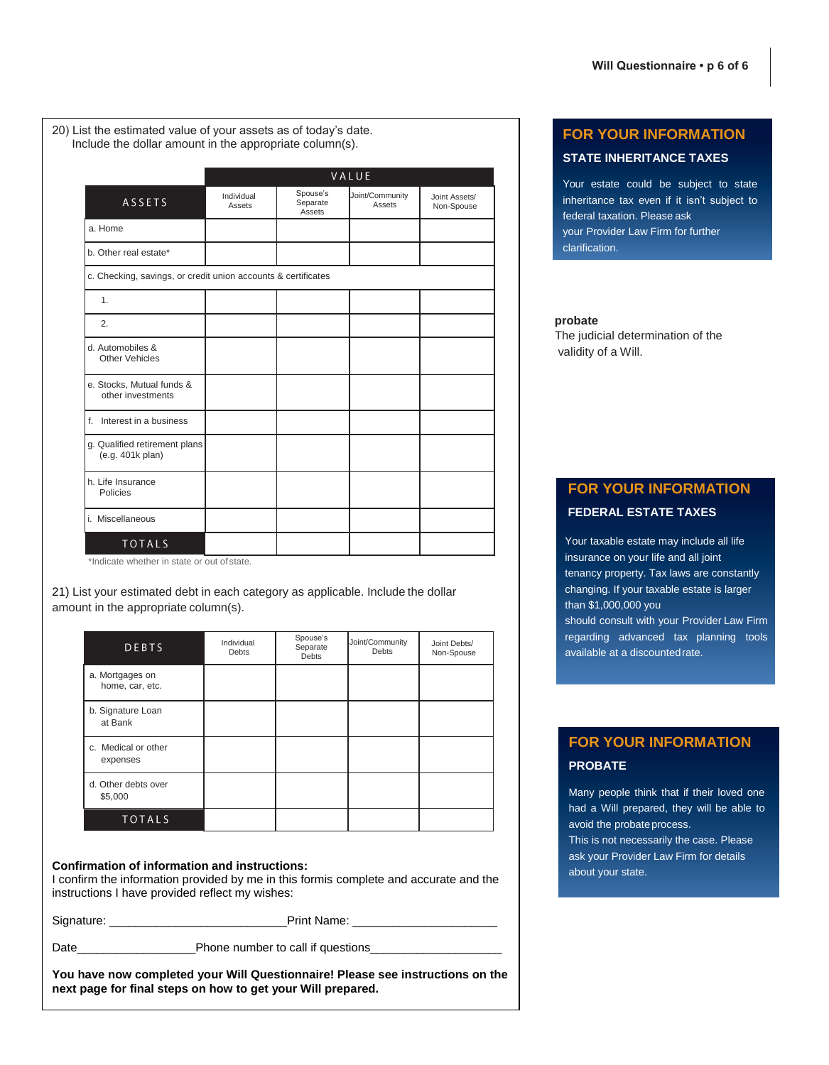20) List the estimated value of your assets as of today's date.
Include the dollar amount in the appropriate column(s).

| ASSETS | VALUE | | | |
|---|---|---|---|---|
| | Individual Assets | Spouse's Separate Assets | Joint/Community Assets | Joint Assets/ Non-Spouse |
| a. Home | | | | |
| b. Other real estate* | | | | |
| c. Checking, savings, or credit union accounts & certificates | | | | |
| 1. | | | | |
| 2. | | | | |
| d. Automobiles & Other Vehicles | | | | |
| e. Stocks, Mutual funds & other investments | | | | |
| f. Interest in a business | | | | |
| g. Qualified retirement plans (e.g. 401k plan) | | | | |
| h. Life Insurance Policies | | | | |
| i. Miscellaneous | | | | |
| TOTALS | | | | |

*Indicate whether in state or out of state.

21) List your estimated debt in each category as applicable. Include the dollar amount in the appropriate column(s).

| DEBTS | Individual Debts | Spouse's Separate Debts | Joint/Community Debts | Joint Debts/ Non-Spouse |
|---|---|---|---|---|
| a. Mortgages on home, car, etc. | | | | |
| b. Signature Loan at Bank | | | | |
| c. Medical or other expenses | | | | |
| d. Other debts over $5,000 | | | | |
| TOTALS | | | | |

**Confirmation of information and instructions:**
I confirm the information provided by me in this formis complete and accurate and the instructions I have provided reflect my wishes:

Signature: ___________________________Print Name: ______________________

Date__________________Phone number to call if questions____________________

**You have now completed your Will Questionnaire! Please see instructions on the next page for final steps on how to get your Will prepared.**

## FOR YOUR INFORMATION

### STATE INHERITANCE TAXES

Your estate could be subject to state inheritance tax even if it isn't subject to federal taxation. Please ask your Provider Law Firm for further clarification.

**probate**
The judicial determination of the validity of a Will.

## FOR YOUR INFORMATION

### FEDERAL ESTATE TAXES

Your taxable estate may include all life insurance on your life and all joint tenancy property. Tax laws are constantly changing. If your taxable estate is larger than $1,000,000 you should consult with your Provider Law Firm regarding advanced tax planning tools available at a discounted rate.

## FOR YOUR INFORMATION

### PROBATE

Many people think that if their loved one had a Will prepared, they will be able to avoid the probate process.
This is not necessarily the case. Please ask your Provider Law Firm for details about your state.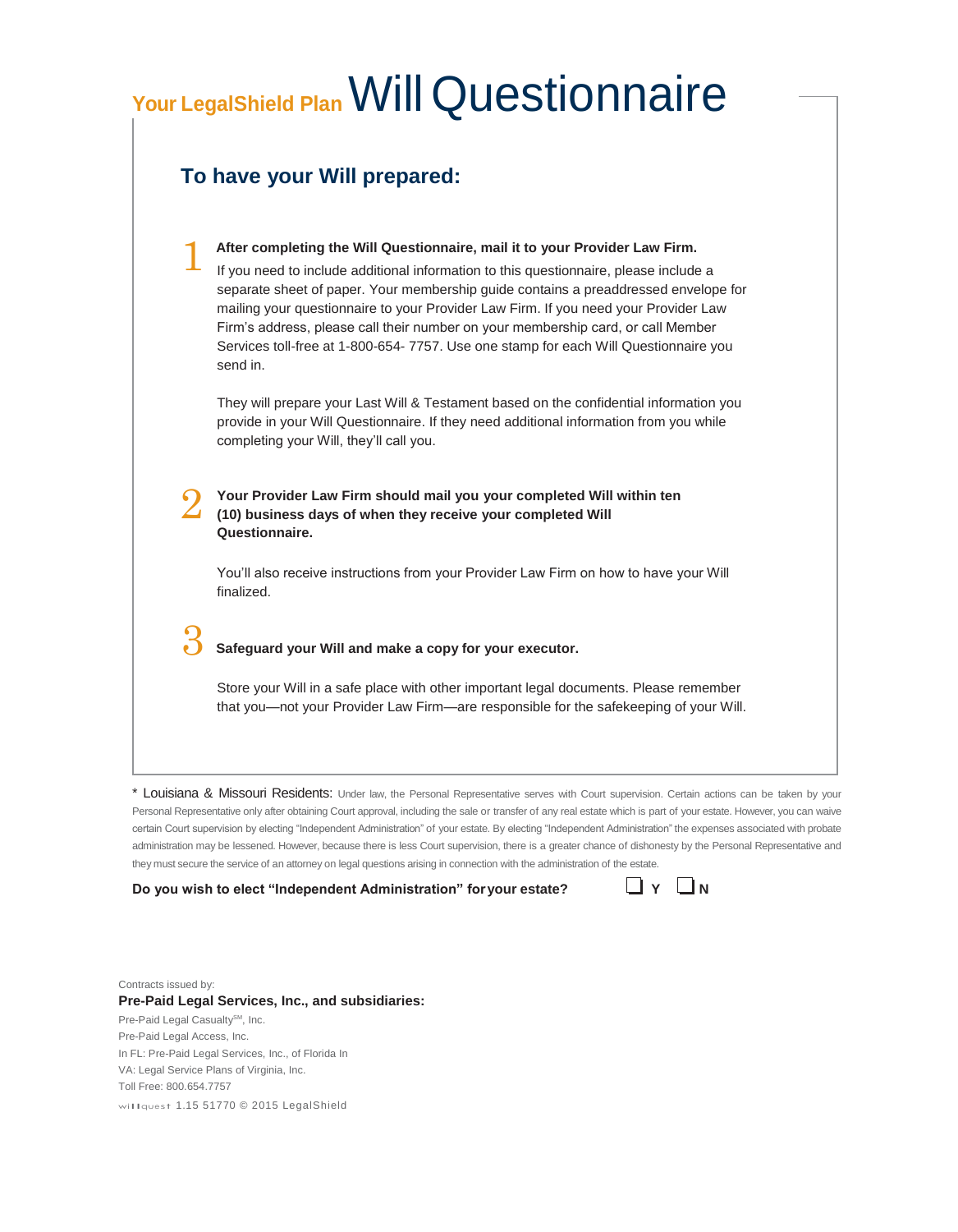# Your LegalShield Plan Will Questionnaire

## To have your Will prepared:

**1 After completing the Will Questionnaire, mail it to your Provider Law Firm.**

If you need to include additional information to this questionnaire, please include a separate sheet of paper. Your membership guide contains a preaddressed envelope for mailing your questionnaire to your Provider Law Firm. If you need your Provider Law Firm's address, please call their number on your membership card, or call Member Services toll-free at 1-800-654- 7757. Use one stamp for each Will Questionnaire you send in.

They will prepare your Last Will & Testament based on the confidential information you provide in your Will Questionnaire. If they need additional information from you while completing your Will, they'll call you.

**2 Your Provider Law Firm should mail you your completed Will within ten (10) business days of when they receive your completed Will Questionnaire.**

You'll also receive instructions from your Provider Law Firm on how to have your Will finalized.

**3 Safeguard your Will and make a copy for your executor.**

Store your Will in a safe place with other important legal documents. Please remember that you—not your Provider Law Firm—are responsible for the safekeeping of your Will.

* Louisiana & Missouri Residents: Under law, the Personal Representative serves with Court supervision. Certain actions can be taken by your Personal Representative only after obtaining Court approval, including the sale or transfer of any real estate which is part of your estate. However, you can waive certain Court supervision by electing "Independent Administration" of your estate. By electing "Independent Administration" the expenses associated with probate administration may be lessened. However, because there is less Court supervision, there is a greater chance of dishonesty by the Personal Representative and they must secure the service of an attorney on legal questions arising in connection with the administration of the estate.

**Do you wish to elect "Independent Administration" for your estate?** ☐ **Y** ☐ **N**

Contracts issued by:

**Pre-Paid Legal Services, Inc., and subsidiaries:**

Pre-Paid Legal Casualty[SM], Inc.

Pre-Paid Legal Access, Inc.

In FL: Pre-Paid Legal Services, Inc., of Florida In

VA: Legal Service Plans of Virginia, Inc.

Toll Free: 800.654.7757

willquest 1.15 51770 © 2015 LegalShield